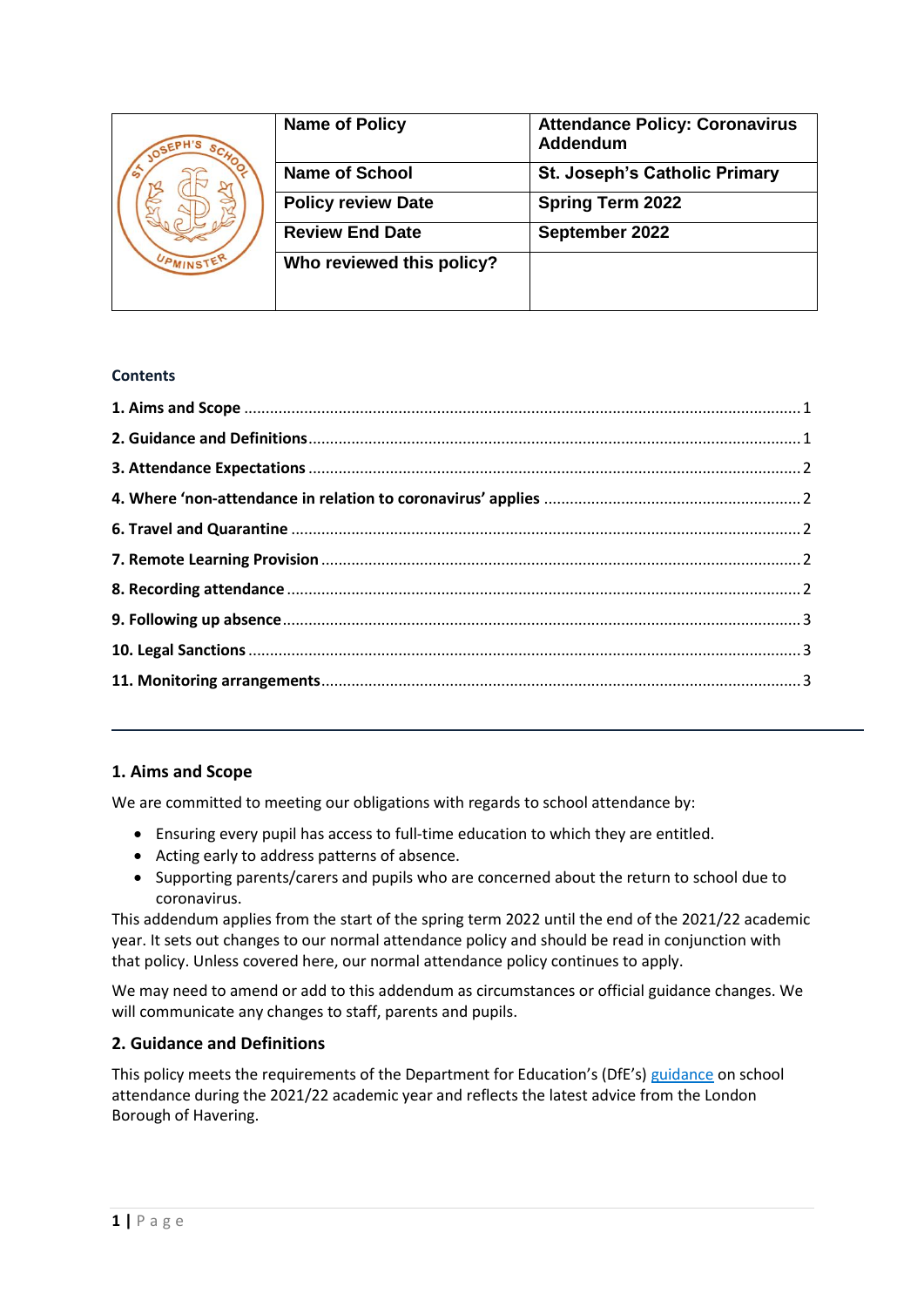| | Name of Policy | Attendance Policy: Coronavirus Addendum |
|---|---|---|
| | Name of School | St. Joseph's Catholic Primary |
| | Policy review Date | Spring Term 2022 |
| | Review End Date | September 2022 |
| | Who reviewed this policy? | |

**Contents**

1. Aims and Scope ... 1
2. Guidance and Definitions ... 1
3. Attendance Expectations ... 2
4. Where 'non-attendance in relation to coronavirus' applies ... 2
6. Travel and Quarantine ... 2
7. Remote Learning Provision ... 2
8. Recording attendance ... 2
9. Following up absence ... 3
10. Legal Sanctions ... 3
11. Monitoring arrangements ... 3

---

## 1. Aims and Scope

We are committed to meeting our obligations with regards to school attendance by:

- Ensuring every pupil has access to full-time education to which they are entitled.
- Acting early to address patterns of absence.
- Supporting parents/carers and pupils who are concerned about the return to school due to coronavirus.

This addendum applies from the start of the spring term 2022 until the end of the 2021/22 academic year. It sets out changes to our normal attendance policy and should be read in conjunction with that policy. Unless covered here, our normal attendance policy continues to apply.

We may need to amend or add to this addendum as circumstances or official guidance changes. We will communicate any changes to staff, parents and pupils.

## 2. Guidance and Definitions

This policy meets the requirements of the Department for Education's (DfE's) guidance on school attendance during the 2021/22 academic year and reflects the latest advice from the London Borough of Havering.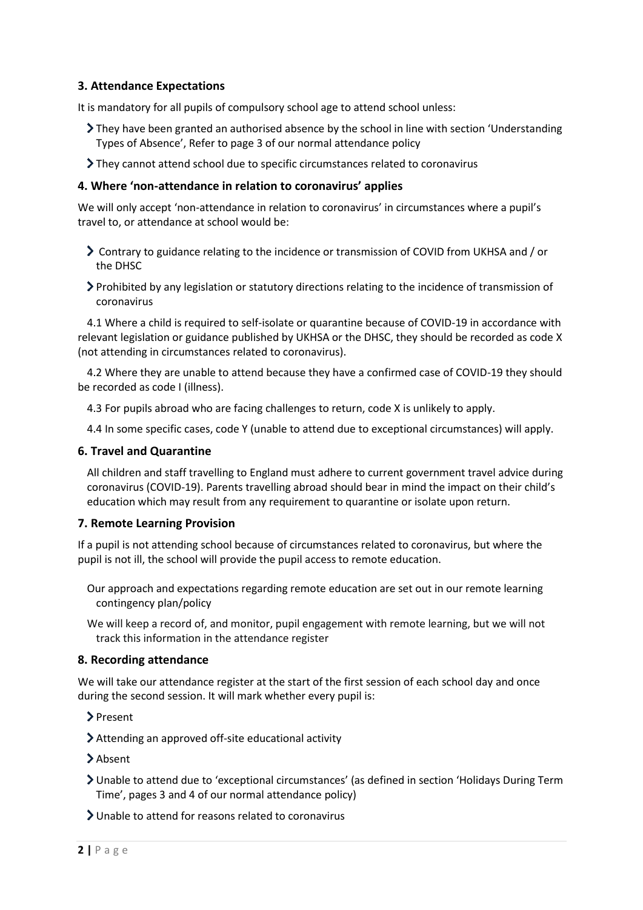## 3. Attendance Expectations

It is mandatory for all pupils of compulsory school age to attend school unless:

- They have been granted an authorised absence by the school in line with section 'Understanding Types of Absence', Refer to page 3 of our normal attendance policy
- They cannot attend school due to specific circumstances related to coronavirus

## 4. Where 'non-attendance in relation to coronavirus' applies

We will only accept 'non-attendance in relation to coronavirus' in circumstances where a pupil's travel to, or attendance at school would be:

- Contrary to guidance relating to the incidence or transmission of COVID from UKHSA and / or the DHSC
- Prohibited by any legislation or statutory directions relating to the incidence of transmission of coronavirus

4.1 Where a child is required to self-isolate or quarantine because of COVID-19 in accordance with relevant legislation or guidance published by UKHSA or the DHSC, they should be recorded as code X (not attending in circumstances related to coronavirus).

4.2 Where they are unable to attend because they have a confirmed case of COVID-19 they should be recorded as code I (illness).

4.3 For pupils abroad who are facing challenges to return, code X is unlikely to apply.

4.4 In some specific cases, code Y (unable to attend due to exceptional circumstances) will apply.

## 6. Travel and Quarantine

All children and staff travelling to England must adhere to current government travel advice during coronavirus (COVID-19). Parents travelling abroad should bear in mind the impact on their child's education which may result from any requirement to quarantine or isolate upon return.

## 7. Remote Learning Provision

If a pupil is not attending school because of circumstances related to coronavirus, but where the pupil is not ill, the school will provide the pupil access to remote education.

Our approach and expectations regarding remote education are set out in our remote learning contingency plan/policy

We will keep a record of, and monitor, pupil engagement with remote learning, but we will not track this information in the attendance register

## 8. Recording attendance

We will take our attendance register at the start of the first session of each school day and once during the second session. It will mark whether every pupil is:

- Present
- Attending an approved off-site educational activity
- Absent
- Unable to attend due to 'exceptional circumstances' (as defined in section 'Holidays During Term Time', pages 3 and 4 of our normal attendance policy)
- Unable to attend for reasons related to coronavirus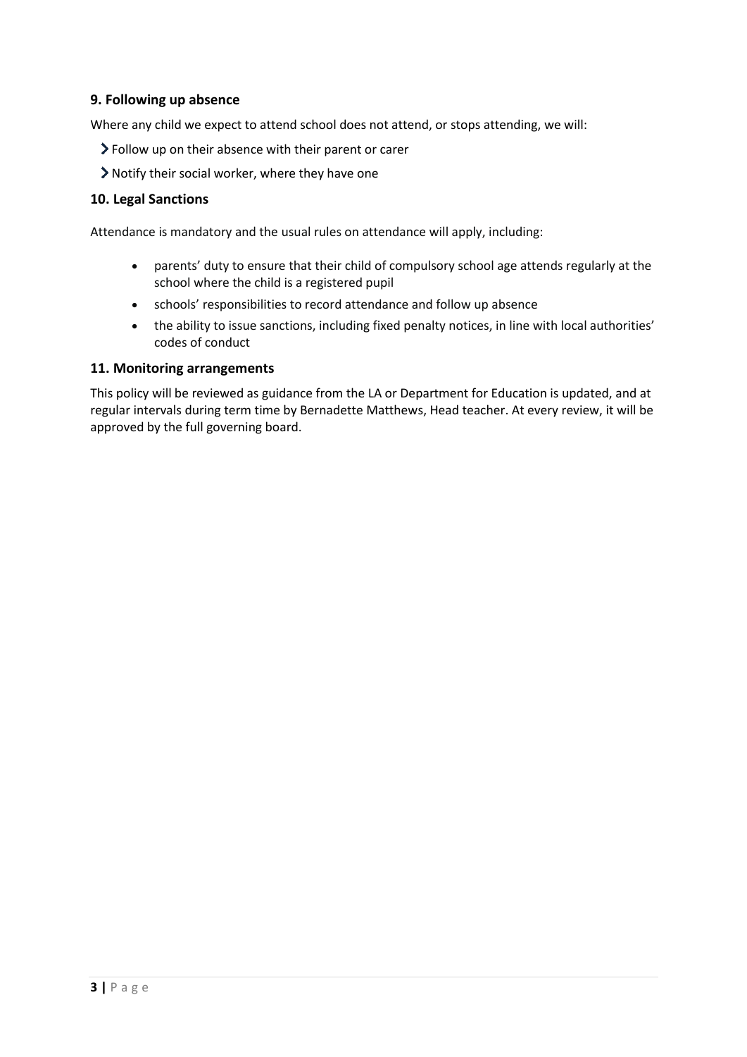### 9. Following up absence

Where any child we expect to attend school does not attend, or stops attending, we will:

- Follow up on their absence with their parent or carer
- Notify their social worker, where they have one

### 10. Legal Sanctions

Attendance is mandatory and the usual rules on attendance will apply, including:

- parents' duty to ensure that their child of compulsory school age attends regularly at the school where the child is a registered pupil
- schools' responsibilities to record attendance and follow up absence
- the ability to issue sanctions, including fixed penalty notices, in line with local authorities' codes of conduct

### 11. Monitoring arrangements

This policy will be reviewed as guidance from the LA or Department for Education is updated, and at regular intervals during term time by Bernadette Matthews, Head teacher. At every review, it will be approved by the full governing board.